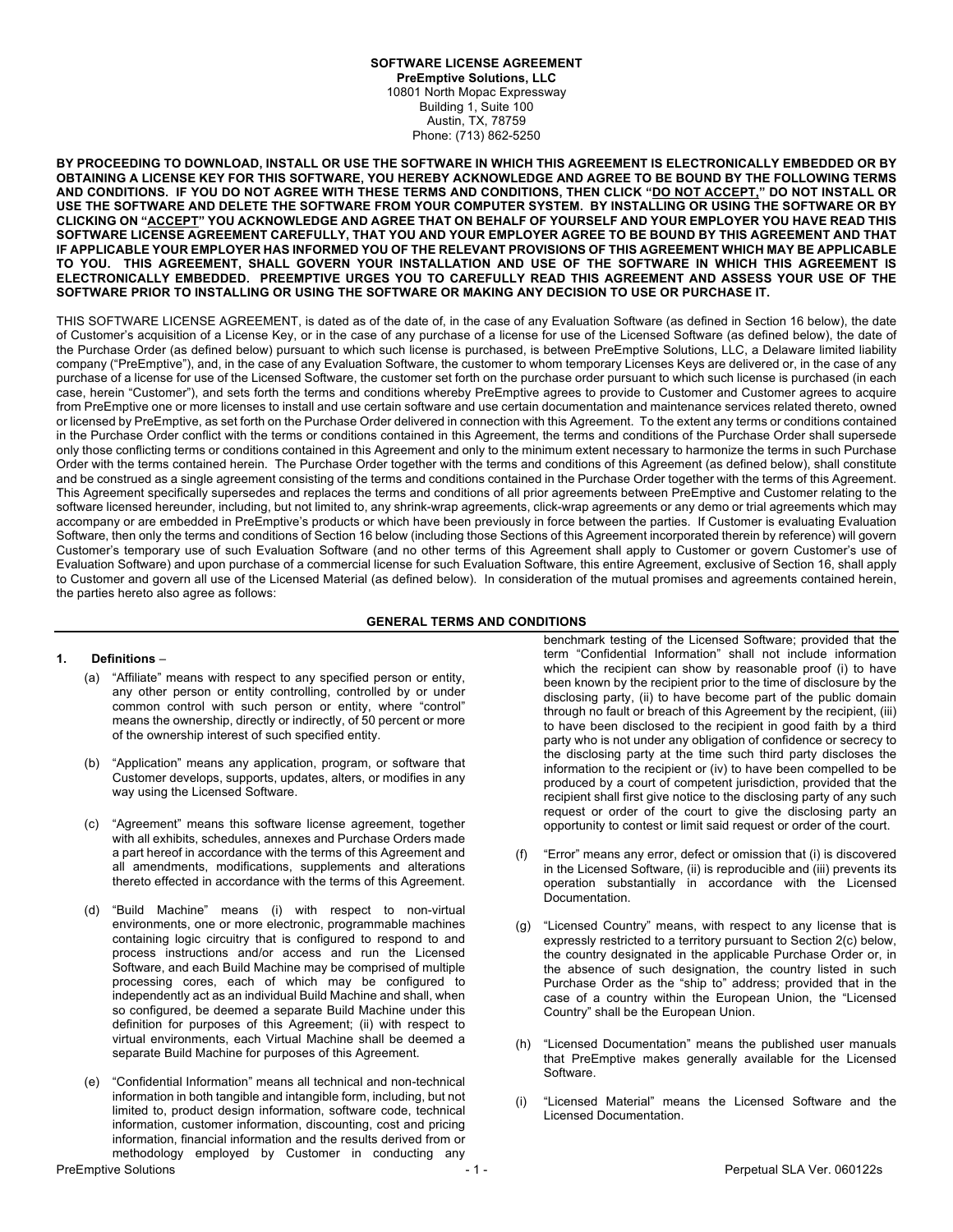**SOFTWARE LICENSE AGREEMENT**
**PreEmptive Solutions, LLC**
10801 North Mopac Expressway
Building 1, Suite 100
Austin, TX, 78759
Phone: (713) 862-5250

**BY PROCEEDING TO DOWNLOAD, INSTALL OR USE THE SOFTWARE IN WHICH THIS AGREEMENT IS ELECTRONICALLY EMBEDDED OR BY OBTAINING A LICENSE KEY FOR THIS SOFTWARE, YOU HEREBY ACKNOWLEDGE AND AGREE TO BE BOUND BY THE FOLLOWING TERMS AND CONDITIONS. IF YOU DO NOT AGREE WITH THESE TERMS AND CONDITIONS, THEN CLICK "DO NOT ACCEPT," DO NOT INSTALL OR USE THE SOFTWARE AND DELETE THE SOFTWARE FROM YOUR COMPUTER SYSTEM. BY INSTALLING OR USING THE SOFTWARE OR BY CLICKING ON "ACCEPT" YOU ACKNOWLEDGE AND AGREE THAT ON BEHALF OF YOURSELF AND YOUR EMPLOYER YOU HAVE READ THIS SOFTWARE LICENSE AGREEMENT CAREFULLY, THAT YOU AND YOUR EMPLOYER AGREE TO BE BOUND BY THIS AGREEMENT AND THAT IF APPLICABLE YOUR EMPLOYER HAS INFORMED YOU OF THE RELEVANT PROVISIONS OF THIS AGREEMENT WHICH MAY BE APPLICABLE TO YOU. THIS AGREEMENT, SHALL GOVERN YOUR INSTALLATION AND USE OF THE SOFTWARE IN WHICH THIS AGREEMENT IS ELECTRONICALLY EMBEDDED. PREEMPTIVE URGES YOU TO CAREFULLY READ THIS AGREEMENT AND ASSESS YOUR USE OF THE SOFTWARE PRIOR TO INSTALLING OR USING THE SOFTWARE OR MAKING ANY DECISION TO USE OR PURCHASE IT.**

THIS SOFTWARE LICENSE AGREEMENT, is dated as of the date of, in the case of any Evaluation Software (as defined in Section 16 below), the date of Customer's acquisition of a License Key, or in the case of any purchase of a license for use of the Licensed Software (as defined below), the date of the Purchase Order (as defined below) pursuant to which such license is purchased, is between PreEmptive Solutions, LLC, a Delaware limited liability company ("PreEmptive"), and, in the case of any Evaluation Software, the customer to whom temporary Licenses Keys are delivered or, in the case of any purchase of a license for use of the Licensed Software, the customer set forth on the purchase order pursuant to which such license is purchased (in each case, herein "Customer"), and sets forth the terms and conditions whereby PreEmptive agrees to provide to Customer and Customer agrees to acquire from PreEmptive one or more licenses to install and use certain software and use certain documentation and maintenance services related thereto, owned or licensed by PreEmptive, as set forth on the Purchase Order delivered in connection with this Agreement. To the extent any terms or conditions contained in the Purchase Order conflict with the terms or conditions contained in this Agreement, the terms and conditions of the Purchase Order shall supersede only those conflicting terms or conditions contained in this Agreement and only to the minimum extent necessary to harmonize the terms in such Purchase Order with the terms contained herein. The Purchase Order together with the terms and conditions of this Agreement (as defined below), shall constitute and be construed as a single agreement consisting of the terms and conditions contained in the Purchase Order together with the terms of this Agreement. This Agreement specifically supersedes and replaces the terms and conditions of all prior agreements between PreEmptive and Customer relating to the software licensed hereunder, including, but not limited to, any shrink-wrap agreements, click-wrap agreements or any demo or trial agreements which may accompany or are embedded in PreEmptive's products or which have been previously in force between the parties. If Customer is evaluating Evaluation Software, then only the terms and conditions of Section 16 below (including those Sections of this Agreement incorporated therein by reference) will govern Customer's temporary use of such Evaluation Software (and no other terms of this Agreement shall apply to Customer or govern Customer's use of Evaluation Software) and upon purchase of a commercial license for such Evaluation Software, this entire Agreement, exclusive of Section 16, shall apply to Customer and govern all use of the Licensed Material (as defined below). In consideration of the mutual promises and agreements contained herein, the parties hereto also agree as follows:

## GENERAL TERMS AND CONDITIONS

### 1. Definitions –

(a) "Affiliate" means with respect to any specified person or entity, any other person or entity controlling, controlled by or under common control with such person or entity, where "control" means the ownership, directly or indirectly, of 50 percent or more of the ownership interest of such specified entity.

(b) "Application" means any application, program, or software that Customer develops, supports, updates, alters, or modifies in any way using the Licensed Software.

(c) "Agreement" means this software license agreement, together with all exhibits, schedules, annexes and Purchase Orders made a part hereof in accordance with the terms of this Agreement and all amendments, modifications, supplements and alterations thereto effected in accordance with the terms of this Agreement.

(d) "Build Machine" means (i) with respect to non-virtual environments, one or more electronic, programmable machines containing logic circuitry that is configured to respond to and process instructions and/or access and run the Licensed Software, and each Build Machine may be comprised of multiple processing cores, each of which may be configured to independently act as an individual Build Machine and shall, when so configured, be deemed a separate Build Machine under this definition for purposes of this Agreement; (ii) with respect to virtual environments, each Virtual Machine shall be deemed a separate Build Machine for purposes of this Agreement.

(e) "Confidential Information" means all technical and non-technical information in both tangible and intangible form, including, but not limited to, product design information, software code, technical information, customer information, discounting, cost and pricing information, financial information and the results derived from or methodology employed by Customer in conducting any benchmark testing of the Licensed Software; provided that the term "Confidential Information" shall not include information which the recipient can show by reasonable proof (i) to have been known by the recipient prior to the time of disclosure by the disclosing party, (ii) to have become part of the public domain through no fault or breach of this Agreement by the recipient, (iii) to have been disclosed to the recipient in good faith by a third party who is not under any obligation of confidence or secrecy to the disclosing party at the time such third party discloses the information to the recipient or (iv) to have been compelled to be produced by a court of competent jurisdiction, provided that the recipient shall first give notice to the disclosing party of any such request or order of the court to give the disclosing party an opportunity to contest or limit said request or order of the court.

(f) "Error" means any error, defect or omission that (i) is discovered in the Licensed Software, (ii) is reproducible and (iii) prevents its operation substantially in accordance with the Licensed Documentation.

(g) "Licensed Country" means, with respect to any license that is expressly restricted to a territory pursuant to Section 2(c) below, the country designated in the applicable Purchase Order or, in the absence of such designation, the country listed in such Purchase Order as the "ship to" address; provided that in the case of a country within the European Union, the "Licensed Country" shall be the European Union.

(h) "Licensed Documentation" means the published user manuals that PreEmptive makes generally available for the Licensed Software.

(i) "Licensed Material" means the Licensed Software and the Licensed Documentation.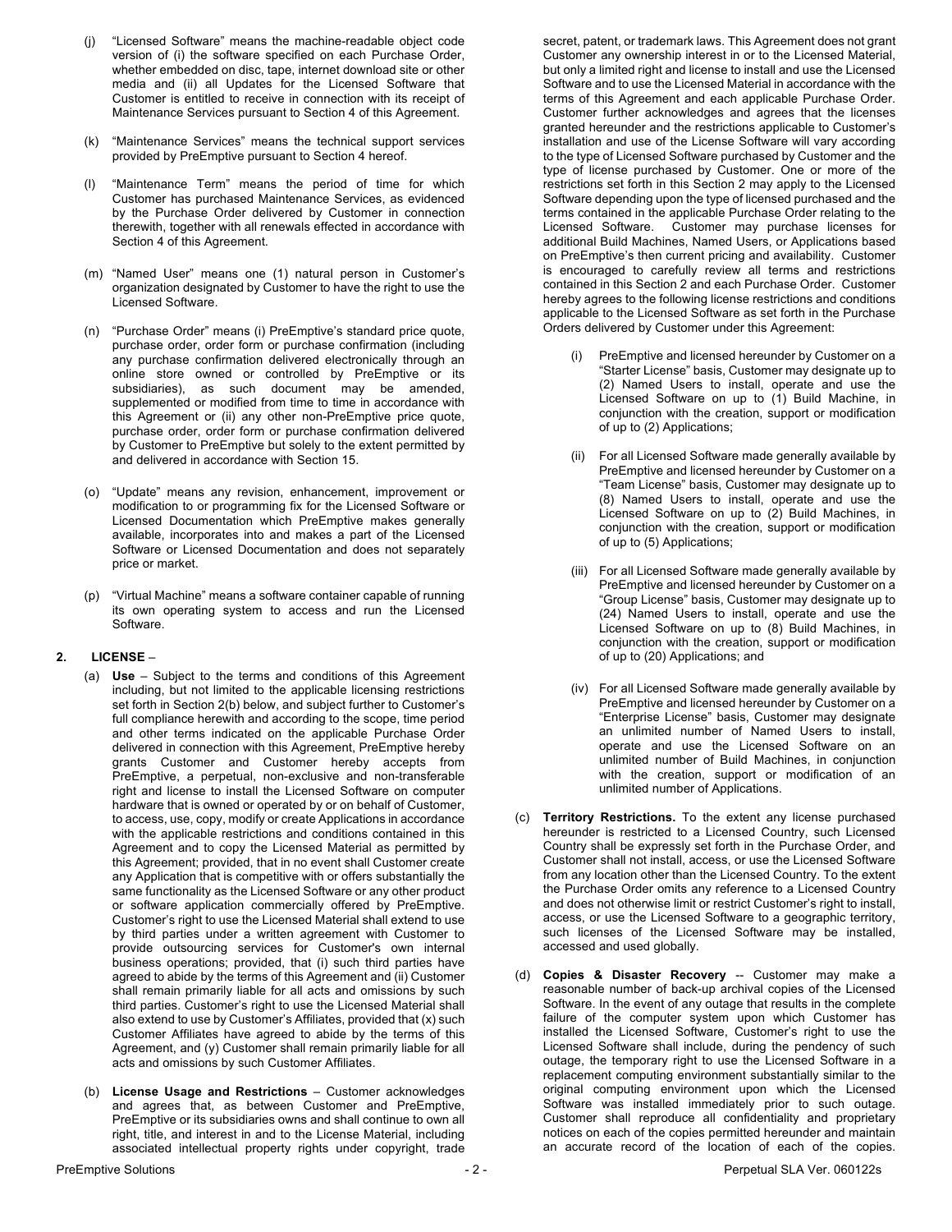(j) "Licensed Software" means the machine-readable object code version of (i) the software specified on each Purchase Order, whether embedded on disc, tape, internet download site or other media and (ii) all Updates for the Licensed Software that Customer is entitled to receive in connection with its receipt of Maintenance Services pursuant to Section 4 of this Agreement.

(k) "Maintenance Services" means the technical support services provided by PreEmptive pursuant to Section 4 hereof.

(l) "Maintenance Term" means the period of time for which Customer has purchased Maintenance Services, as evidenced by the Purchase Order delivered by Customer in connection therewith, together with all renewals effected in accordance with Section 4 of this Agreement.

(m) "Named User" means one (1) natural person in Customer's organization designated by Customer to have the right to use the Licensed Software.

(n) "Purchase Order" means (i) PreEmptive's standard price quote, purchase order, order form or purchase confirmation (including any purchase confirmation delivered electronically through an online store owned or controlled by PreEmptive or its subsidiaries), as such document may be amended, supplemented or modified from time to time in accordance with this Agreement or (ii) any other non-PreEmptive price quote, purchase order, order form or purchase confirmation delivered by Customer to PreEmptive but solely to the extent permitted by and delivered in accordance with Section 15.

(o) "Update" means any revision, enhancement, improvement or modification to or programming fix for the Licensed Software or Licensed Documentation which PreEmptive makes generally available, incorporates into and makes a part of the Licensed Software or Licensed Documentation and does not separately price or market.

(p) "Virtual Machine" means a software container capable of running its own operating system to access and run the Licensed Software.

## 2. LICENSE –

(a) **Use** – Subject to the terms and conditions of this Agreement including, but not limited to the applicable licensing restrictions set forth in Section 2(b) below, and subject further to Customer's full compliance herewith and according to the scope, time period and other terms indicated on the applicable Purchase Order delivered in connection with this Agreement, PreEmptive hereby grants Customer and Customer hereby accepts from PreEmptive, a perpetual, non-exclusive and non-transferable right and license to install the Licensed Software on computer hardware that is owned or operated by or on behalf of Customer, to access, use, copy, modify or create Applications in accordance with the applicable restrictions and conditions contained in this Agreement and to copy the Licensed Material as permitted by this Agreement; provided, that in no event shall Customer create any Application that is competitive with or offers substantially the same functionality as the Licensed Software or any other product or software application commercially offered by PreEmptive. Customer's right to use the Licensed Material shall extend to use by third parties under a written agreement with Customer to provide outsourcing services for Customer's own internal business operations; provided, that (i) such third parties have agreed to abide by the terms of this Agreement and (ii) Customer shall remain primarily liable for all acts and omissions by such third parties. Customer's right to use the Licensed Material shall also extend to use by Customer's Affiliates, provided that (x) such Customer Affiliates have agreed to abide by the terms of this Agreement, and (y) Customer shall remain primarily liable for all acts and omissions by such Customer Affiliates.

(b) **License Usage and Restrictions** – Customer acknowledges and agrees that, as between Customer and PreEmptive, PreEmptive or its subsidiaries owns and shall continue to own all right, title, and interest in and to the License Material, including associated intellectual property rights under copyright, trade secret, patent, or trademark laws. This Agreement does not grant Customer any ownership interest in or to the Licensed Material, but only a limited right and license to install and use the Licensed Software and to use the Licensed Material in accordance with the terms of this Agreement and each applicable Purchase Order. Customer further acknowledges and agrees that the licenses granted hereunder and the restrictions applicable to Customer's installation and use of the License Software will vary according to the type of Licensed Software purchased by Customer and the type of license purchased by Customer. One or more of the restrictions set forth in this Section 2 may apply to the Licensed Software depending upon the type of licensed purchased and the terms contained in the applicable Purchase Order relating to the Licensed Software. Customer may purchase licenses for additional Build Machines, Named Users, or Applications based on PreEmptive's then current pricing and availability. Customer is encouraged to carefully review all terms and restrictions contained in this Section 2 and each Purchase Order. Customer hereby agrees to the following license restrictions and conditions applicable to the Licensed Software as set forth in the Purchase Orders delivered by Customer under this Agreement:

(i) PreEmptive and licensed hereunder by Customer on a "Starter License" basis, Customer may designate up to (2) Named Users to install, operate and use the Licensed Software on up to (1) Build Machine, in conjunction with the creation, support or modification of up to (2) Applications;

(ii) For all Licensed Software made generally available by PreEmptive and licensed hereunder by Customer on a "Team License" basis, Customer may designate up to (8) Named Users to install, operate and use the Licensed Software on up to (2) Build Machines, in conjunction with the creation, support or modification of up to (5) Applications;

(iii) For all Licensed Software made generally available by PreEmptive and licensed hereunder by Customer on a "Group License" basis, Customer may designate up to (24) Named Users to install, operate and use the Licensed Software on up to (8) Build Machines, in conjunction with the creation, support or modification of up to (20) Applications; and

(iv) For all Licensed Software made generally available by PreEmptive and licensed hereunder by Customer on a "Enterprise License" basis, Customer may designate an unlimited number of Named Users to install, operate and use the Licensed Software on an unlimited number of Build Machines, in conjunction with the creation, support or modification of an unlimited number of Applications.

(c) **Territory Restrictions.** To the extent any license purchased hereunder is restricted to a Licensed Country, such Licensed Country shall be expressly set forth in the Purchase Order, and Customer shall not install, access, or use the Licensed Software from any location other than the Licensed Country. To the extent the Purchase Order omits any reference to a Licensed Country and does not otherwise limit or restrict Customer's right to install, access, or use the Licensed Software to a geographic territory, such licenses of the Licensed Software may be installed, accessed and used globally.

(d) **Copies & Disaster Recovery** -- Customer may make a reasonable number of back-up archival copies of the Licensed Software. In the event of any outage that results in the complete failure of the computer system upon which Customer has installed the Licensed Software, Customer's right to use the Licensed Software shall include, during the pendency of such outage, the temporary right to use the Licensed Software in a replacement computing environment substantially similar to the original computing environment upon which the Licensed Software was installed immediately prior to such outage. Customer shall reproduce all confidentiality and proprietary notices on each of the copies permitted hereunder and maintain an accurate record of the location of each of the copies.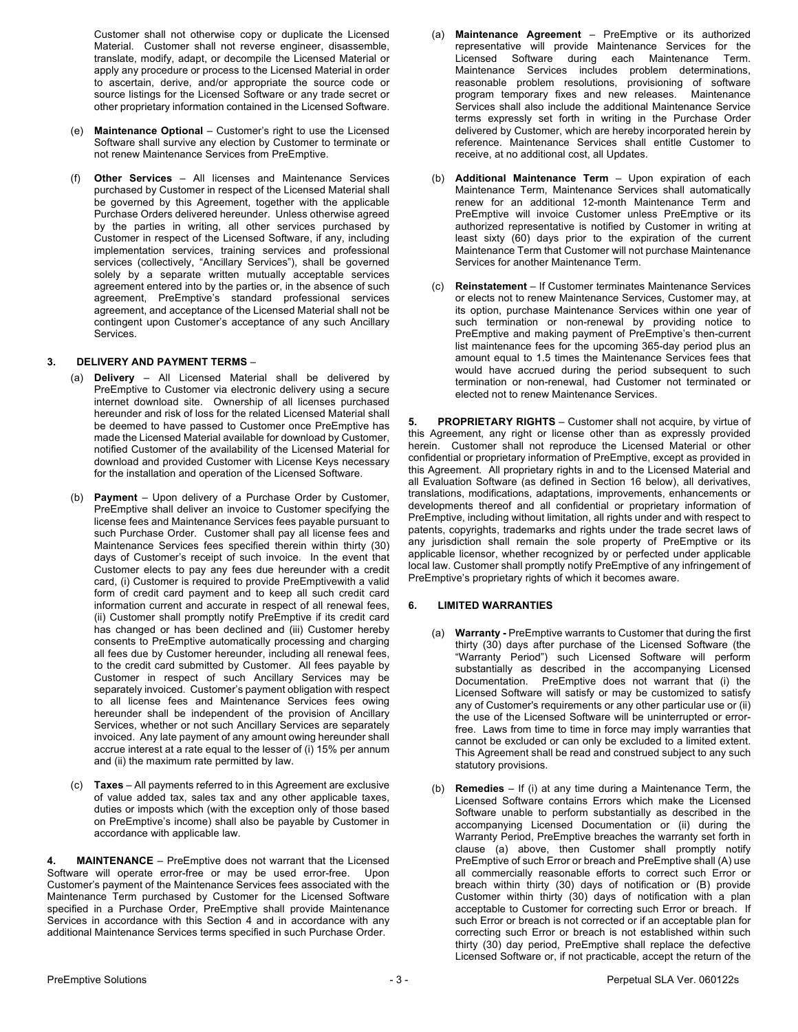Customer shall not otherwise copy or duplicate the Licensed Material. Customer shall not reverse engineer, disassemble, translate, modify, adapt, or decompile the Licensed Material or apply any procedure or process to the Licensed Material in order to ascertain, derive, and/or appropriate the source code or source listings for the Licensed Software or any trade secret or other proprietary information contained in the Licensed Software.

(e) **Maintenance Optional** – Customer's right to use the Licensed Software shall survive any election by Customer to terminate or not renew Maintenance Services from PreEmptive.

(f) **Other Services** – All licenses and Maintenance Services purchased by Customer in respect of the Licensed Material shall be governed by this Agreement, together with the applicable Purchase Orders delivered hereunder. Unless otherwise agreed by the parties in writing, all other services purchased by Customer in respect of the Licensed Software, if any, including implementation services, training services and professional services (collectively, "Ancillary Services"), shall be governed solely by a separate written mutually acceptable services agreement entered into by the parties or, in the absence of such agreement, PreEmptive's standard professional services agreement, and acceptance of the Licensed Material shall not be contingent upon Customer's acceptance of any such Ancillary Services.

**3. DELIVERY AND PAYMENT TERMS** –

(a) **Delivery** – All Licensed Material shall be delivered by PreEmptive to Customer via electronic delivery using a secure internet download site. Ownership of all licenses purchased hereunder and risk of loss for the related Licensed Material shall be deemed to have passed to Customer once PreEmptive has made the Licensed Material available for download by Customer, notified Customer of the availability of the Licensed Material for download and provided Customer with License Keys necessary for the installation and operation of the Licensed Software.

(b) **Payment** – Upon delivery of a Purchase Order by Customer, PreEmptive shall deliver an invoice to Customer specifying the license fees and Maintenance Services fees payable pursuant to such Purchase Order. Customer shall pay all license fees and Maintenance Services fees specified therein within thirty (30) days of Customer's receipt of such invoice. In the event that Customer elects to pay any fees due hereunder with a credit card, (i) Customer is required to provide PreEmptivewith a valid form of credit card payment and to keep all such credit card information current and accurate in respect of all renewal fees, (ii) Customer shall promptly notify PreEmptive if its credit card has changed or has been declined and (iii) Customer hereby consents to PreEmptive automatically processing and charging all fees due by Customer hereunder, including all renewal fees, to the credit card submitted by Customer. All fees payable by Customer in respect of such Ancillary Services may be separately invoiced. Customer's payment obligation with respect to all license fees and Maintenance Services fees owing hereunder shall be independent of the provision of Ancillary Services, whether or not such Ancillary Services are separately invoiced. Any late payment of any amount owing hereunder shall accrue interest at a rate equal to the lesser of (i) 15% per annum and (ii) the maximum rate permitted by law.

(c) **Taxes** – All payments referred to in this Agreement are exclusive of value added tax, sales tax and any other applicable taxes, duties or imposts which (with the exception only of those based on PreEmptive's income) shall also be payable by Customer in accordance with applicable law.

**4. MAINTENANCE** – PreEmptive does not warrant that the Licensed Software will operate error-free or may be used error-free. Upon Customer's payment of the Maintenance Services fees associated with the Maintenance Term purchased by Customer for the Licensed Software specified in a Purchase Order, PreEmptive shall provide Maintenance Services in accordance with this Section 4 and in accordance with any additional Maintenance Services terms specified in such Purchase Order.

(a) **Maintenance Agreement** – PreEmptive or its authorized representative will provide Maintenance Services for the Licensed Software during each Maintenance Term. Maintenance Services includes problem determinations, reasonable problem resolutions, provisioning of software program temporary fixes and new releases. Maintenance Services shall also include the additional Maintenance Service terms expressly set forth in writing in the Purchase Order delivered by Customer, which are hereby incorporated herein by reference. Maintenance Services shall entitle Customer to receive, at no additional cost, all Updates.

(b) **Additional Maintenance Term** – Upon expiration of each Maintenance Term, Maintenance Services shall automatically renew for an additional 12-month Maintenance Term and PreEmptive will invoice Customer unless PreEmptive or its authorized representative is notified by Customer in writing at least sixty (60) days prior to the expiration of the current Maintenance Term that Customer will not purchase Maintenance Services for another Maintenance Term.

(c) **Reinstatement** – If Customer terminates Maintenance Services or elects not to renew Maintenance Services, Customer may, at its option, purchase Maintenance Services within one year of such termination or non-renewal by providing notice to PreEmptive and making payment of PreEmptive's then-current list maintenance fees for the upcoming 365-day period plus an amount equal to 1.5 times the Maintenance Services fees that would have accrued during the period subsequent to such termination or non-renewal, had Customer not terminated or elected not to renew Maintenance Services.

**5. PROPRIETARY RIGHTS** – Customer shall not acquire, by virtue of this Agreement, any right or license other than as expressly provided herein. Customer shall not reproduce the Licensed Material or other confidential or proprietary information of PreEmptive, except as provided in this Agreement. All proprietary rights in and to the Licensed Material and all Evaluation Software (as defined in Section 16 below), all derivatives, translations, modifications, adaptations, improvements, enhancements or developments thereof and all confidential or proprietary information of PreEmptive, including without limitation, all rights under and with respect to patents, copyrights, trademarks and rights under the trade secret laws of any jurisdiction shall remain the sole property of PreEmptive or its applicable licensor, whether recognized by or perfected under applicable local law. Customer shall promptly notify PreEmptive of any infringement of PreEmptive's proprietary rights of which it becomes aware.

**6. LIMITED WARRANTIES**

(a) **Warranty -** PreEmptive warrants to Customer that during the first thirty (30) days after purchase of the Licensed Software (the "Warranty Period") such Licensed Software will perform substantially as described in the accompanying Licensed Documentation. PreEmptive does not warrant that (i) the Licensed Software will satisfy or may be customized to satisfy any of Customer's requirements or any other particular use or (ii) the use of the Licensed Software will be uninterrupted or error-free. Laws from time to time in force may imply warranties that cannot be excluded or can only be excluded to a limited extent. This Agreement shall be read and construed subject to any such statutory provisions.

(b) **Remedies** – If (i) at any time during a Maintenance Term, the Licensed Software contains Errors which make the Licensed Software unable to perform substantially as described in the accompanying Licensed Documentation or (ii) during the Warranty Period, PreEmptive breaches the warranty set forth in clause (a) above, then Customer shall promptly notify PreEmptive of such Error or breach and PreEmptive shall (A) use all commercially reasonable efforts to correct such Error or breach within thirty (30) days of notification or (B) provide Customer within thirty (30) days of notification with a plan acceptable to Customer for correcting such Error or breach. If such Error or breach is not corrected or if an acceptable plan for correcting such Error or breach is not established within such thirty (30) day period, PreEmptive shall replace the defective Licensed Software or, if not practicable, accept the return of the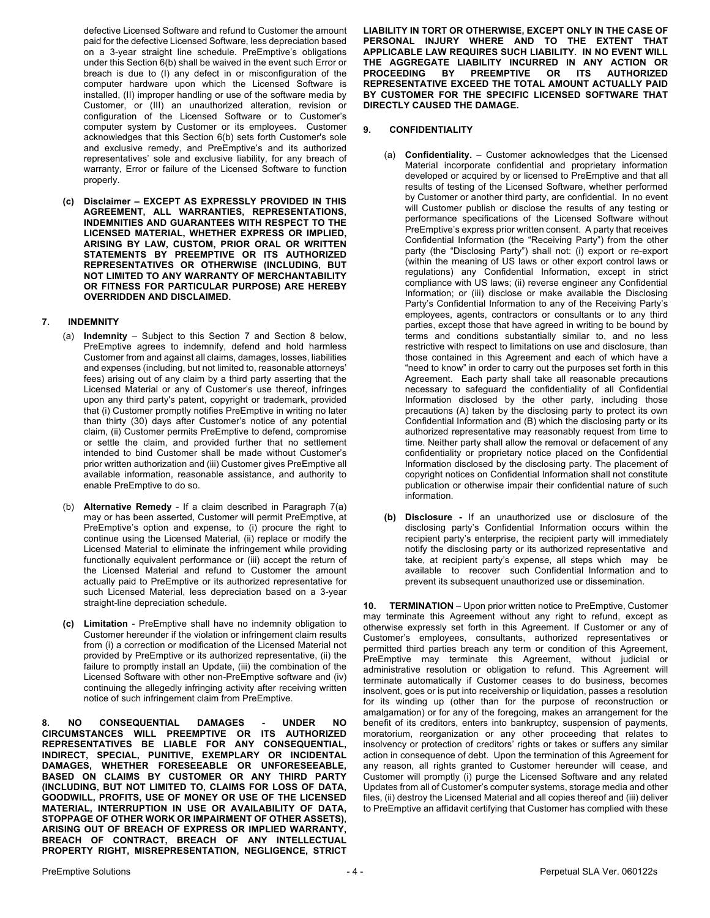defective Licensed Software and refund to Customer the amount paid for the defective Licensed Software, less depreciation based on a 3-year straight line schedule. PreEmptive's obligations under this Section 6(b) shall be waived in the event such Error or breach is due to (I) any defect in or misconfiguration of the computer hardware upon which the Licensed Software is installed, (II) improper handling or use of the software media by Customer, or (III) an unauthorized alteration, revision or configuration of the Licensed Software or to Customer's computer system by Customer or its employees. Customer acknowledges that this Section 6(b) sets forth Customer's sole and exclusive remedy, and PreEmptive's and its authorized representatives' sole and exclusive liability, for any breach of warranty, Error or failure of the Licensed Software to function properly.

**(c) Disclaimer – EXCEPT AS EXPRESSLY PROVIDED IN THIS AGREEMENT, ALL WARRANTIES, REPRESENTATIONS, INDEMNITIES AND GUARANTEES WITH RESPECT TO THE LICENSED MATERIAL, WHETHER EXPRESS OR IMPLIED, ARISING BY LAW, CUSTOM, PRIOR ORAL OR WRITTEN STATEMENTS BY PREEMPTIVE OR ITS AUTHORIZED REPRESENTATIVES OR OTHERWISE (INCLUDING, BUT NOT LIMITED TO ANY WARRANTY OF MERCHANTABILITY OR FITNESS FOR PARTICULAR PURPOSE) ARE HEREBY OVERRIDDEN AND DISCLAIMED.**

## 7. INDEMNITY

(a) **Indemnity** – Subject to this Section 7 and Section 8 below, PreEmptive agrees to indemnify, defend and hold harmless Customer from and against all claims, damages, losses, liabilities and expenses (including, but not limited to, reasonable attorneys' fees) arising out of any claim by a third party asserting that the Licensed Material or any of Customer's use thereof, infringes upon any third party's patent, copyright or trademark, provided that (i) Customer promptly notifies PreEmptive in writing no later than thirty (30) days after Customer's notice of any potential claim, (ii) Customer permits PreEmptive to defend, compromise or settle the claim, and provided further that no settlement intended to bind Customer shall be made without Customer's prior written authorization and (iii) Customer gives PreEmptive all available information, reasonable assistance, and authority to enable PreEmptive to do so.

(b) **Alternative Remedy** - If a claim described in Paragraph 7(a) may or has been asserted, Customer will permit PreEmptive, at PreEmptive's option and expense, to (i) procure the right to continue using the Licensed Material, (ii) replace or modify the Licensed Material to eliminate the infringement while providing functionally equivalent performance or (iii) accept the return of the Licensed Material and refund to Customer the amount actually paid to PreEmptive or its authorized representative for such Licensed Material, less depreciation based on a 3-year straight-line depreciation schedule.

**(c) Limitation** - PreEmptive shall have no indemnity obligation to Customer hereunder if the violation or infringement claim results from (i) a correction or modification of the Licensed Material not provided by PreEmptive or its authorized representative, (ii) the failure to promptly install an Update, (iii) the combination of the Licensed Software with other non-PreEmptive software and (iv) continuing the allegedly infringing activity after receiving written notice of such infringement claim from PreEmptive.

**8. NO CONSEQUENTIAL DAMAGES - UNDER NO CIRCUMSTANCES WILL PREEMPTIVE OR ITS AUTHORIZED REPRESENTATIVES BE LIABLE FOR ANY CONSEQUENTIAL, INDIRECT, SPECIAL, PUNITIVE, EXEMPLARY OR INCIDENTAL DAMAGES, WHETHER FORESEEABLE OR UNFORESEEABLE, BASED ON CLAIMS BY CUSTOMER OR ANY THIRD PARTY (INCLUDING, BUT NOT LIMITED TO, CLAIMS FOR LOSS OF DATA, GOODWILL, PROFITS, USE OF MONEY OR USE OF THE LICENSED MATERIAL, INTERRUPTION IN USE OR AVAILABILITY OF DATA, STOPPAGE OF OTHER WORK OR IMPAIRMENT OF OTHER ASSETS), ARISING OUT OF BREACH OF EXPRESS OR IMPLIED WARRANTY, BREACH OF CONTRACT, BREACH OF ANY INTELLECTUAL PROPERTY RIGHT, MISREPRESENTATION, NEGLIGENCE, STRICT LIABILITY IN TORT OR OTHERWISE, EXCEPT ONLY IN THE CASE OF PERSONAL INJURY WHERE AND TO THE EXTENT THAT APPLICABLE LAW REQUIRES SUCH LIABILITY. IN NO EVENT WILL THE AGGREGATE LIABILITY INCURRED IN ANY ACTION OR PROCEEDING BY PREEMPTIVE OR ITS AUTHORIZED REPRESENTATIVE EXCEED THE TOTAL AMOUNT ACTUALLY PAID BY CUSTOMER FOR THE SPECIFIC LICENSED SOFTWARE THAT DIRECTLY CAUSED THE DAMAGE.**

## 9. CONFIDENTIALITY

(a) **Confidentiality.** – Customer acknowledges that the Licensed Material incorporate confidential and proprietary information developed or acquired by or licensed to PreEmptive and that all results of testing of the Licensed Software, whether performed by Customer or another third party, are confidential. In no event will Customer publish or disclose the results of any testing or performance specifications of the Licensed Software without PreEmptive's express prior written consent. A party that receives Confidential Information (the "Receiving Party") from the other party (the "Disclosing Party") shall not: (i) export or re-export (within the meaning of US laws or other export control laws or regulations) any Confidential Information, except in strict compliance with US laws; (ii) reverse engineer any Confidential Information; or (iii) disclose or make available the Disclosing Party's Confidential Information to any of the Receiving Party's employees, agents, contractors or consultants or to any third parties, except those that have agreed in writing to be bound by terms and conditions substantially similar to, and no less restrictive with respect to limitations on use and disclosure, than those contained in this Agreement and each of which have a "need to know" in order to carry out the purposes set forth in this Agreement. Each party shall take all reasonable precautions necessary to safeguard the confidentiality of all Confidential Information disclosed by the other party, including those precautions (A) taken by the disclosing party to protect its own Confidential Information and (B) which the disclosing party or its authorized representative may reasonably request from time to time. Neither party shall allow the removal or defacement of any confidentiality or proprietary notice placed on the Confidential Information disclosed by the disclosing party. The placement of copyright notices on Confidential Information shall not constitute publication or otherwise impair their confidential nature of such information.

**(b) Disclosure -** If an unauthorized use or disclosure of the disclosing party's Confidential Information occurs within the recipient party's enterprise, the recipient party will immediately notify the disclosing party or its authorized representative and take, at recipient party's expense, all steps which may be available to recover such Confidential Information and to prevent its subsequent unauthorized use or dissemination.

**10. TERMINATION** – Upon prior written notice to PreEmptive, Customer may terminate this Agreement without any right to refund, except as otherwise expressly set forth in this Agreement. If Customer or any of Customer's employees, consultants, authorized representatives or permitted third parties breach any term or condition of this Agreement, PreEmptive may terminate this Agreement, without judicial or administrative resolution or obligation to refund. This Agreement will terminate automatically if Customer ceases to do business, becomes insolvent, goes or is put into receivership or liquidation, passes a resolution for its winding up (other than for the purpose of reconstruction or amalgamation) or for any of the foregoing, makes an arrangement for the benefit of its creditors, enters into bankruptcy, suspension of payments, moratorium, reorganization or any other proceeding that relates to insolvency or protection of creditors' rights or takes or suffers any similar action in consequence of debt. Upon the termination of this Agreement for any reason, all rights granted to Customer hereunder will cease, and Customer will promptly (i) purge the Licensed Software and any related Updates from all of Customer's computer systems, storage media and other files, (ii) destroy the Licensed Material and all copies thereof and (iii) deliver to PreEmptive an affidavit certifying that Customer has complied with these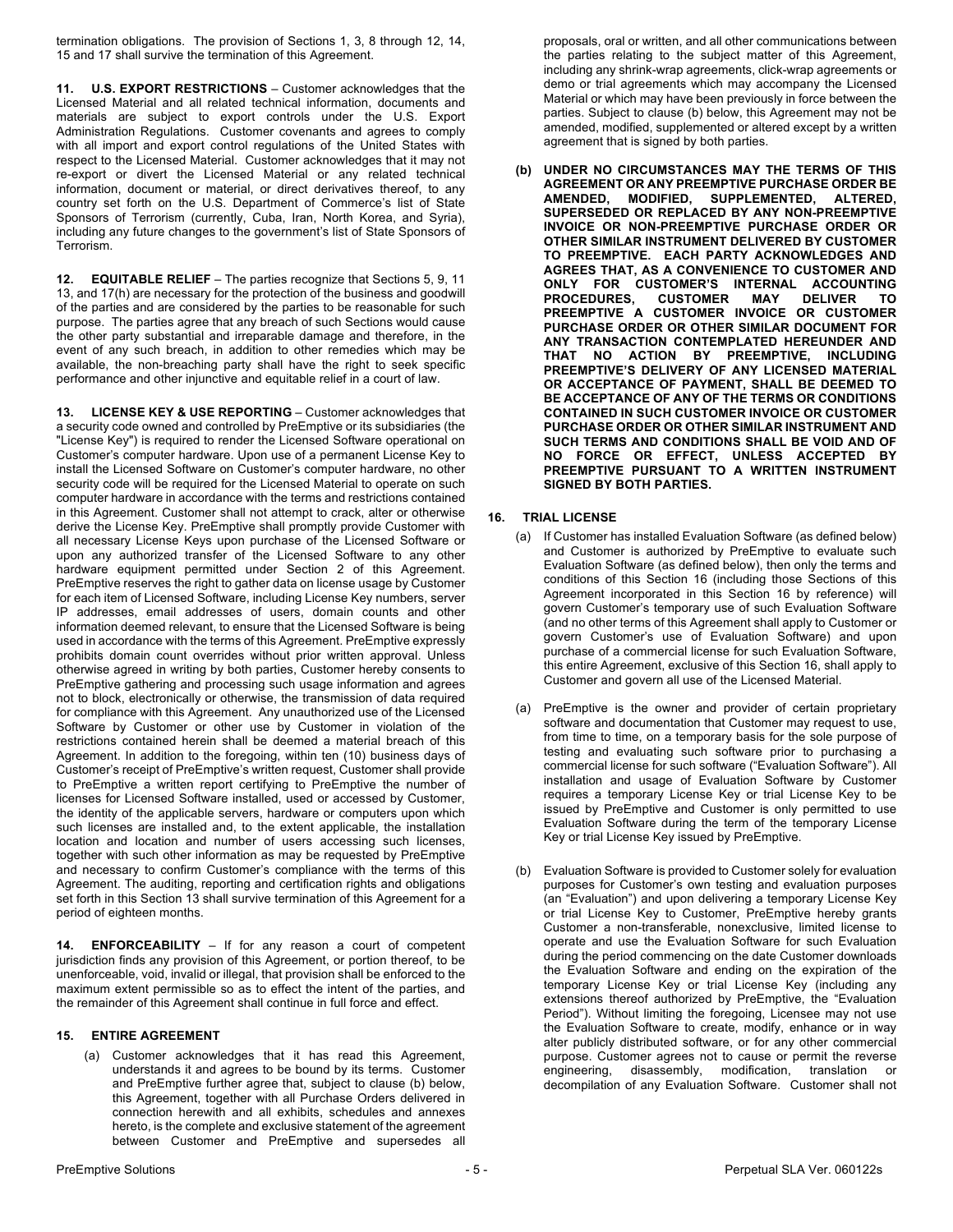termination obligations. The provision of Sections 1, 3, 8 through 12, 14, 15 and 17 shall survive the termination of this Agreement.

**11. U.S. EXPORT RESTRICTIONS** – Customer acknowledges that the Licensed Material and all related technical information, documents and materials are subject to export controls under the U.S. Export Administration Regulations. Customer covenants and agrees to comply with all import and export control regulations of the United States with respect to the Licensed Material. Customer acknowledges that it may not re-export or divert the Licensed Material or any related technical information, document or material, or direct derivatives thereof, to any country set forth on the U.S. Department of Commerce's list of State Sponsors of Terrorism (currently, Cuba, Iran, North Korea, and Syria), including any future changes to the government's list of State Sponsors of Terrorism.

**12. EQUITABLE RELIEF** – The parties recognize that Sections 5, 9, 11 13, and 17(h) are necessary for the protection of the business and goodwill of the parties and are considered by the parties to be reasonable for such purpose. The parties agree that any breach of such Sections would cause the other party substantial and irreparable damage and therefore, in the event of any such breach, in addition to other remedies which may be available, the non-breaching party shall have the right to seek specific performance and other injunctive and equitable relief in a court of law.

**13. LICENSE KEY & USE REPORTING** – Customer acknowledges that a security code owned and controlled by PreEmptive or its subsidiaries (the "License Key") is required to render the Licensed Software operational on Customer's computer hardware. Upon use of a permanent License Key to install the Licensed Software on Customer's computer hardware, no other security code will be required for the Licensed Material to operate on such computer hardware in accordance with the terms and restrictions contained in this Agreement. Customer shall not attempt to crack, alter or otherwise derive the License Key. PreEmptive shall promptly provide Customer with all necessary License Keys upon purchase of the Licensed Software or upon any authorized transfer of the Licensed Software to any other hardware equipment permitted under Section 2 of this Agreement. PreEmptive reserves the right to gather data on license usage by Customer for each item of Licensed Software, including License Key numbers, server IP addresses, email addresses of users, domain counts and other information deemed relevant, to ensure that the Licensed Software is being used in accordance with the terms of this Agreement. PreEmptive expressly prohibits domain count overrides without prior written approval. Unless otherwise agreed in writing by both parties, Customer hereby consents to PreEmptive gathering and processing such usage information and agrees not to block, electronically or otherwise, the transmission of data required for compliance with this Agreement. Any unauthorized use of the Licensed Software by Customer or other use by Customer in violation of the restrictions contained herein shall be deemed a material breach of this Agreement. In addition to the foregoing, within ten (10) business days of Customer's receipt of PreEmptive's written request, Customer shall provide to PreEmptive a written report certifying to PreEmptive the number of licenses for Licensed Software installed, used or accessed by Customer, the identity of the applicable servers, hardware or computers upon which such licenses are installed and, to the extent applicable, the installation location and location and number of users accessing such licenses, together with such other information as may be requested by PreEmptive and necessary to confirm Customer's compliance with the terms of this Agreement. The auditing, reporting and certification rights and obligations set forth in this Section 13 shall survive termination of this Agreement for a period of eighteen months.

**14. ENFORCEABILITY** – If for any reason a court of competent jurisdiction finds any provision of this Agreement, or portion thereof, to be unenforceable, void, invalid or illegal, that provision shall be enforced to the maximum extent permissible so as to effect the intent of the parties, and the remainder of this Agreement shall continue in full force and effect.

**15. ENTIRE AGREEMENT**

(a) Customer acknowledges that it has read this Agreement, understands it and agrees to be bound by its terms. Customer and PreEmptive further agree that, subject to clause (b) below, this Agreement, together with all Purchase Orders delivered in connection herewith and all exhibits, schedules and annexes hereto, is the complete and exclusive statement of the agreement between Customer and PreEmptive and supersedes all proposals, oral or written, and all other communications between the parties relating to the subject matter of this Agreement, including any shrink-wrap agreements, click-wrap agreements or demo or trial agreements which may accompany the Licensed Material or which may have been previously in force between the parties. Subject to clause (b) below, this Agreement may not be amended, modified, supplemented or altered except by a written agreement that is signed by both parties.

**(b) UNDER NO CIRCUMSTANCES MAY THE TERMS OF THIS AGREEMENT OR ANY PREEMPTIVE PURCHASE ORDER BE AMENDED, MODIFIED, SUPPLEMENTED, ALTERED, SUPERSEDED OR REPLACED BY ANY NON-PREEMPTIVE INVOICE OR NON-PREEMPTIVE PURCHASE ORDER OR OTHER SIMILAR INSTRUMENT DELIVERED BY CUSTOMER TO PREEMPTIVE. EACH PARTY ACKNOWLEDGES AND AGREES THAT, AS A CONVENIENCE TO CUSTOMER AND ONLY FOR CUSTOMER'S INTERNAL ACCOUNTING PROCEDURES, CUSTOMER MAY DELIVER TO PREEMPTIVE A CUSTOMER INVOICE OR CUSTOMER PURCHASE ORDER OR OTHER SIMILAR DOCUMENT FOR ANY TRANSACTION CONTEMPLATED HEREUNDER AND THAT NO ACTION BY PREEMPTIVE, INCLUDING PREEMPTIVE'S DELIVERY OF ANY LICENSED MATERIAL OR ACCEPTANCE OF PAYMENT, SHALL BE DEEMED TO BE ACCEPTANCE OF ANY OF THE TERMS OR CONDITIONS CONTAINED IN SUCH CUSTOMER INVOICE OR CUSTOMER PURCHASE ORDER OR OTHER SIMILAR INSTRUMENT AND SUCH TERMS AND CONDITIONS SHALL BE VOID AND OF NO FORCE OR EFFECT, UNLESS ACCEPTED BY PREEMPTIVE PURSUANT TO A WRITTEN INSTRUMENT SIGNED BY BOTH PARTIES.**

**16. TRIAL LICENSE**

(a) If Customer has installed Evaluation Software (as defined below) and Customer is authorized by PreEmptive to evaluate such Evaluation Software (as defined below), then only the terms and conditions of this Section 16 (including those Sections of this Agreement incorporated in this Section 16 by reference) will govern Customer's temporary use of such Evaluation Software (and no other terms of this Agreement shall apply to Customer or govern Customer's use of Evaluation Software) and upon purchase of a commercial license for such Evaluation Software, this entire Agreement, exclusive of this Section 16, shall apply to Customer and govern all use of the Licensed Material.

(a) PreEmptive is the owner and provider of certain proprietary software and documentation that Customer may request to use, from time to time, on a temporary basis for the sole purpose of testing and evaluating such software prior to purchasing a commercial license for such software ("Evaluation Software"). All installation and usage of Evaluation Software by Customer requires a temporary License Key or trial License Key to be issued by PreEmptive and Customer is only permitted to use Evaluation Software during the term of the temporary License Key or trial License Key issued by PreEmptive.

(b) Evaluation Software is provided to Customer solely for evaluation purposes for Customer's own testing and evaluation purposes (an "Evaluation") and upon delivering a temporary License Key or trial License Key to Customer, PreEmptive hereby grants Customer a non-transferable, nonexclusive, limited license to operate and use the Evaluation Software for such Evaluation during the period commencing on the date Customer downloads the Evaluation Software and ending on the expiration of the temporary License Key or trial License Key (including any extensions thereof authorized by PreEmptive, the "Evaluation Period"). Without limiting the foregoing, Licensee may not use the Evaluation Software to create, modify, enhance or in way alter publicly distributed software, or for any other commercial purpose. Customer agrees not to cause or permit the reverse engineering, disassembly, modification, translation or decompilation of any Evaluation Software. Customer shall not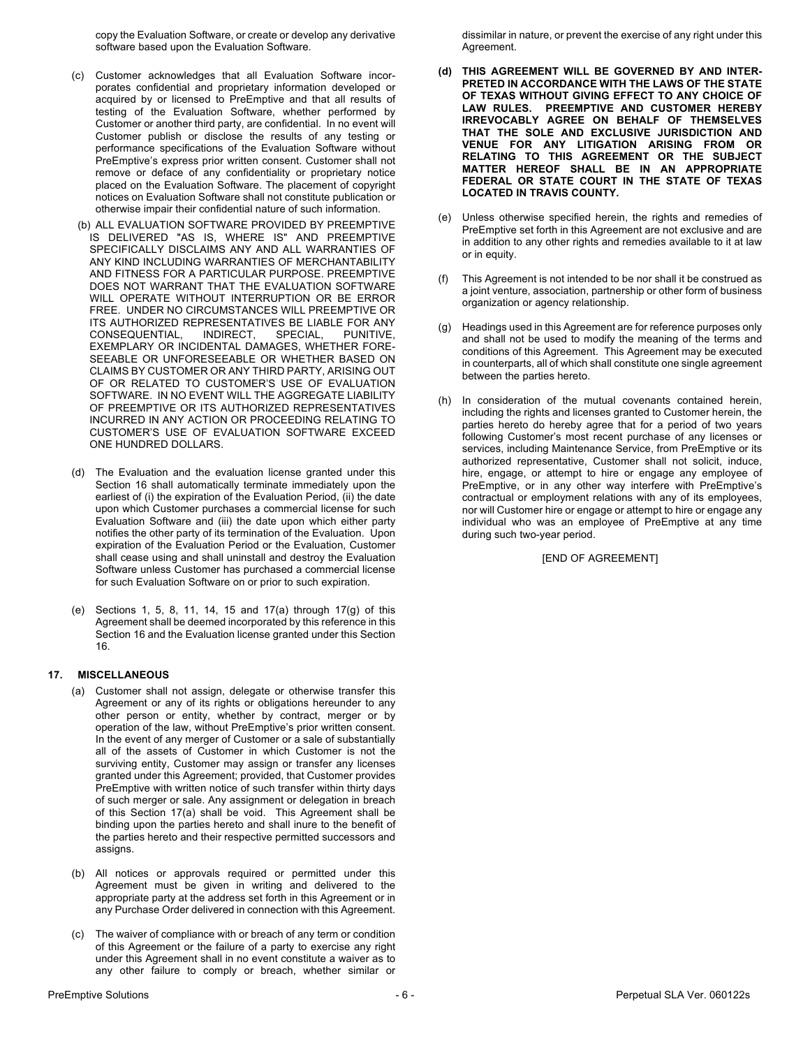copy the Evaluation Software, or create or develop any derivative software based upon the Evaluation Software.

(c) Customer acknowledges that all Evaluation Software incorporates confidential and proprietary information developed or acquired by or licensed to PreEmptive and that all results of testing of the Evaluation Software, whether performed by Customer or another third party, are confidential. In no event will Customer publish or disclose the results of any testing or performance specifications of the Evaluation Software without PreEmptive's express prior written consent. Customer shall not remove or deface of any confidentiality or proprietary notice placed on the Evaluation Software. The placement of copyright notices on Evaluation Software shall not constitute publication or otherwise impair their confidential nature of such information.

(b) ALL EVALUATION SOFTWARE PROVIDED BY PREEMPTIVE IS DELIVERED "AS IS, WHERE IS" AND PREEMPTIVE SPECIFICALLY DISCLAIMS ANY AND ALL WARRANTIES OF ANY KIND INCLUDING WARRANTIES OF MERCHANTABILITY AND FITNESS FOR A PARTICULAR PURPOSE. PREEMPTIVE DOES NOT WARRANT THAT THE EVALUATION SOFTWARE WILL OPERATE WITHOUT INTERRUPTION OR BE ERROR FREE. UNDER NO CIRCUMSTANCES WILL PREEMPTIVE OR ITS AUTHORIZED REPRESENTATIVES BE LIABLE FOR ANY CONSEQUENTIAL, INDIRECT, SPECIAL, PUNITIVE, EXEMPLARY OR INCIDENTAL DAMAGES, WHETHER FORESEEABLE OR UNFORESEEABLE OR WHETHER BASED ON CLAIMS BY CUSTOMER OR ANY THIRD PARTY, ARISING OUT OF OR RELATED TO CUSTOMER'S USE OF EVALUATION SOFTWARE. IN NO EVENT WILL THE AGGREGATE LIABILITY OF PREEMPTIVE OR ITS AUTHORIZED REPRESENTATIVES INCURRED IN ANY ACTION OR PROCEEDING RELATING TO CUSTOMER'S USE OF EVALUATION SOFTWARE EXCEED ONE HUNDRED DOLLARS.

(d) The Evaluation and the evaluation license granted under this Section 16 shall automatically terminate immediately upon the earliest of (i) the expiration of the Evaluation Period, (ii) the date upon which Customer purchases a commercial license for such Evaluation Software and (iii) the date upon which either party notifies the other party of its termination of the Evaluation. Upon expiration of the Evaluation Period or the Evaluation, Customer shall cease using and shall uninstall and destroy the Evaluation Software unless Customer has purchased a commercial license for such Evaluation Software on or prior to such expiration.

(e) Sections 1, 5, 8, 11, 14, 15 and 17(a) through 17(g) of this Agreement shall be deemed incorporated by this reference in this Section 16 and the Evaluation license granted under this Section 16.

## 17. MISCELLANEOUS

(a) Customer shall not assign, delegate or otherwise transfer this Agreement or any of its rights or obligations hereunder to any other person or entity, whether by contract, merger or by operation of the law, without PreEmptive's prior written consent. In the event of any merger of Customer or a sale of substantially all of the assets of Customer in which Customer is not the surviving entity, Customer may assign or transfer any licenses granted under this Agreement; provided, that Customer provides PreEmptive with written notice of such transfer within thirty days of such merger or sale. Any assignment or delegation in breach of this Section 17(a) shall be void. This Agreement shall be binding upon the parties hereto and shall inure to the benefit of the parties hereto and their respective permitted successors and assigns.

(b) All notices or approvals required or permitted under this Agreement must be given in writing and delivered to the appropriate party at the address set forth in this Agreement or in any Purchase Order delivered in connection with this Agreement.

(c) The waiver of compliance with or breach of any term or condition of this Agreement or the failure of a party to exercise any right under this Agreement shall in no event constitute a waiver as to any other failure to comply or breach, whether similar or dissimilar in nature, or prevent the exercise of any right under this Agreement.

**(d) THIS AGREEMENT WILL BE GOVERNED BY AND INTERPRETED IN ACCORDANCE WITH THE LAWS OF THE STATE OF TEXAS WITHOUT GIVING EFFECT TO ANY CHOICE OF LAW RULES. PREEMPTIVE AND CUSTOMER HEREBY IRREVOCABLY AGREE ON BEHALF OF THEMSELVES THAT THE SOLE AND EXCLUSIVE JURISDICTION AND VENUE FOR ANY LITIGATION ARISING FROM OR RELATING TO THIS AGREEMENT OR THE SUBJECT MATTER HEREOF SHALL BE IN AN APPROPRIATE FEDERAL OR STATE COURT IN THE STATE OF TEXAS LOCATED IN TRAVIS COUNTY.**

(e) Unless otherwise specified herein, the rights and remedies of PreEmptive set forth in this Agreement are not exclusive and are in addition to any other rights and remedies available to it at law or in equity.

(f) This Agreement is not intended to be nor shall it be construed as a joint venture, association, partnership or other form of business organization or agency relationship.

(g) Headings used in this Agreement are for reference purposes only and shall not be used to modify the meaning of the terms and conditions of this Agreement. This Agreement may be executed in counterparts, all of which shall constitute one single agreement between the parties hereto.

(h) In consideration of the mutual covenants contained herein, including the rights and licenses granted to Customer herein, the parties hereto do hereby agree that for a period of two years following Customer's most recent purchase of any licenses or services, including Maintenance Service, from PreEmptive or its authorized representative, Customer shall not solicit, induce, hire, engage, or attempt to hire or engage any employee of PreEmptive, or in any other way interfere with PreEmptive's contractual or employment relations with any of its employees, nor will Customer hire or engage or attempt to hire or engage any individual who was an employee of PreEmptive at any time during such two-year period.

[END OF AGREEMENT]